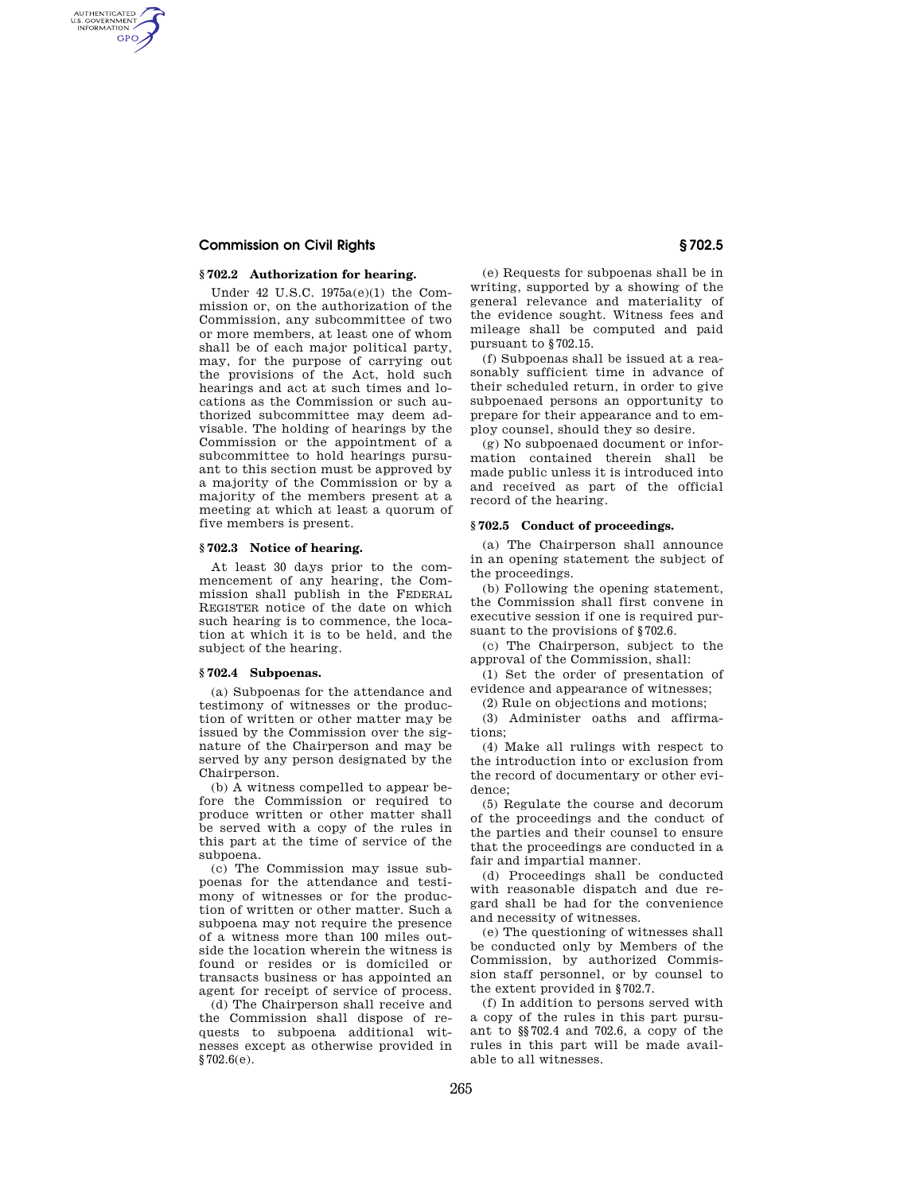## § 702.2 Authorization for hearing.

Under 42 U.S.C. 1975a(e)(1) the Commission or, on the authorization of the Commission, any subcommittee of two or more members, at least one of whom shall be of each major political party, may, for the purpose of carrying out the provisions of the Act, hold such hearings and act at such times and locations as the Commission or such authorized subcommittee may deem advisable. The holding of hearings by the Commission or the appointment of a subcommittee to hold hearings pursuant to this section must be approved by a majority of the Commission or by a majority of the members present at a meeting at which at least a quorum of five members is present.

## § 702.3 Notice of hearing.

At least 30 days prior to the commencement of any hearing, the Commission shall publish in the FEDERAL REGISTER notice of the date on which such hearing is to commence, the location at which it is to be held, and the subject of the hearing.

## § 702.4 Subpoenas.

(a) Subpoenas for the attendance and testimony of witnesses or the production of written or other matter may be issued by the Commission over the signature of the Chairperson and may be served by any person designated by the Chairperson.

(b) A witness compelled to appear before the Commission or required to produce written or other matter shall be served with a copy of the rules in this part at the time of service of the subpoena.

(c) The Commission may issue subpoenas for the attendance and testimony of witnesses or for the production of written or other matter. Such a subpoena may not require the presence of a witness more than 100 miles outside the location wherein the witness is found or resides or is domiciled or transacts business or has appointed an agent for receipt of service of process.

(d) The Chairperson shall receive and the Commission shall dispose of requests to subpoena additional witnesses except as otherwise provided in § 702.6(e).

(e) Requests for subpoenas shall be in writing, supported by a showing of the general relevance and materiality of the evidence sought. Witness fees and mileage shall be computed and paid pursuant to § 702.15.

(f) Subpoenas shall be issued at a reasonably sufficient time in advance of their scheduled return, in order to give subpoenaed persons an opportunity to prepare for their appearance and to employ counsel, should they so desire.

(g) No subpoenaed document or information contained therein shall be made public unless it is introduced into and received as part of the official record of the hearing.

## § 702.5 Conduct of proceedings.

(a) The Chairperson shall announce in an opening statement the subject of the proceedings.

(b) Following the opening statement, the Commission shall first convene in executive session if one is required pursuant to the provisions of § 702.6.

(c) The Chairperson, subject to the approval of the Commission, shall:

(1) Set the order of presentation of evidence and appearance of witnesses;

(2) Rule on objections and motions;

(3) Administer oaths and affirmations;

(4) Make all rulings with respect to the introduction into or exclusion from the record of documentary or other evidence;

(5) Regulate the course and decorum of the proceedings and the conduct of the parties and their counsel to ensure that the proceedings are conducted in a fair and impartial manner.

(d) Proceedings shall be conducted with reasonable dispatch and due regard shall be had for the convenience and necessity of witnesses.

(e) The questioning of witnesses shall be conducted only by Members of the Commission, by authorized Commission staff personnel, or by counsel to the extent provided in § 702.7.

(f) In addition to persons served with a copy of the rules in this part pursuant to §§ 702.4 and 702.6, a copy of the rules in this part will be made available to all witnesses.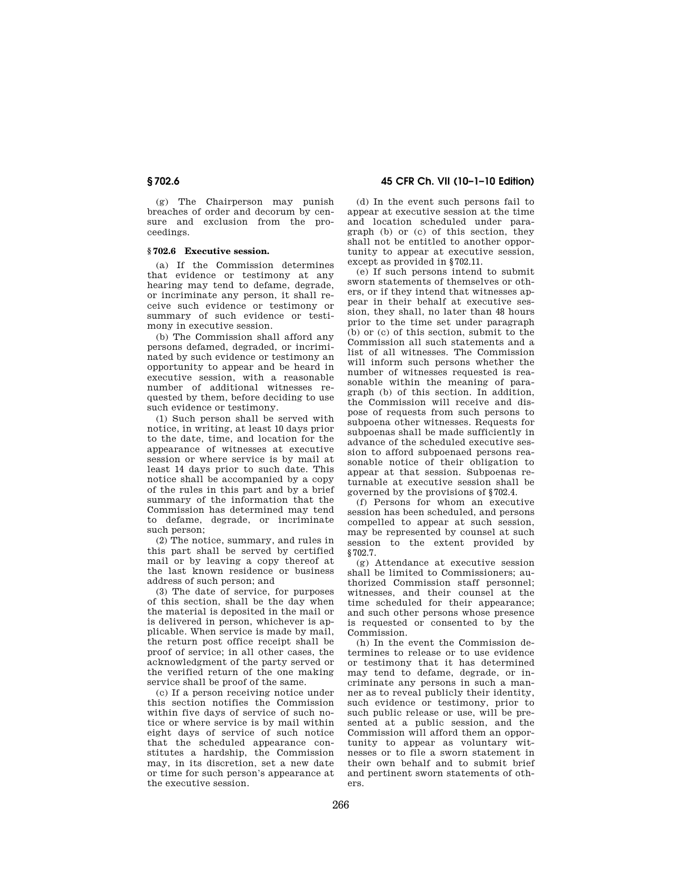(g) The Chairperson may punish breaches of order and decorum by censure and exclusion from the proceedings.

### § 702.6 Executive session.

(a) If the Commission determines that evidence or testimony at any hearing may tend to defame, degrade, or incriminate any person, it shall receive such evidence or testimony or summary of such evidence or testimony in executive session.

(b) The Commission shall afford any persons defamed, degraded, or incriminated by such evidence or testimony an opportunity to appear and be heard in executive session, with a reasonable number of additional witnesses requested by them, before deciding to use such evidence or testimony.

(1) Such person shall be served with notice, in writing, at least 10 days prior to the date, time, and location for the appearance of witnesses at executive session or where service is by mail at least 14 days prior to such date. This notice shall be accompanied by a copy of the rules in this part and by a brief summary of the information that the Commission has determined may tend to defame, degrade, or incriminate such person;

(2) The notice, summary, and rules in this part shall be served by certified mail or by leaving a copy thereof at the last known residence or business address of such person; and

(3) The date of service, for purposes of this section, shall be the day when the material is deposited in the mail or is delivered in person, whichever is applicable. When service is made by mail, the return post office receipt shall be proof of service; in all other cases, the acknowledgment of the party served or the verified return of the one making service shall be proof of the same.

(c) If a person receiving notice under this section notifies the Commission within five days of service of such notice or where service is by mail within eight days of service of such notice that the scheduled appearance constitutes a hardship, the Commission may, in its discretion, set a new date or time for such person's appearance at the executive session.

(d) In the event such persons fail to appear at executive session at the time and location scheduled under paragraph (b) or (c) of this section, they shall not be entitled to another opportunity to appear at executive session, except as provided in §702.11.

(e) If such persons intend to submit sworn statements of themselves or others, or if they intend that witnesses appear in their behalf at executive session, they shall, no later than 48 hours prior to the time set under paragraph (b) or (c) of this section, submit to the Commission all such statements and a list of all witnesses. The Commission will inform such persons whether the number of witnesses requested is reasonable within the meaning of paragraph (b) of this section. In addition, the Commission will receive and dispose of requests from such persons to subpoena other witnesses. Requests for subpoenas shall be made sufficiently in advance of the scheduled executive session to afford subpoenaed persons reasonable notice of their obligation to appear at that session. Subpoenas returnable at executive session shall be governed by the provisions of §702.4.

(f) Persons for whom an executive session has been scheduled, and persons compelled to appear at such session, may be represented by counsel at such session to the extent provided by §702.7.

(g) Attendance at executive session shall be limited to Commissioners; authorized Commission staff personnel; witnesses, and their counsel at the time scheduled for their appearance; and such other persons whose presence is requested or consented to by the Commission.

(h) In the event the Commission determines to release or to use evidence or testimony that it has determined may tend to defame, degrade, or incriminate any persons in such a manner as to reveal publicly their identity, such evidence or testimony, prior to such public release or use, will be presented at a public session, and the Commission will afford them an opportunity to appear as voluntary witnesses or to file a sworn statement in their own behalf and to submit brief and pertinent sworn statements of others.